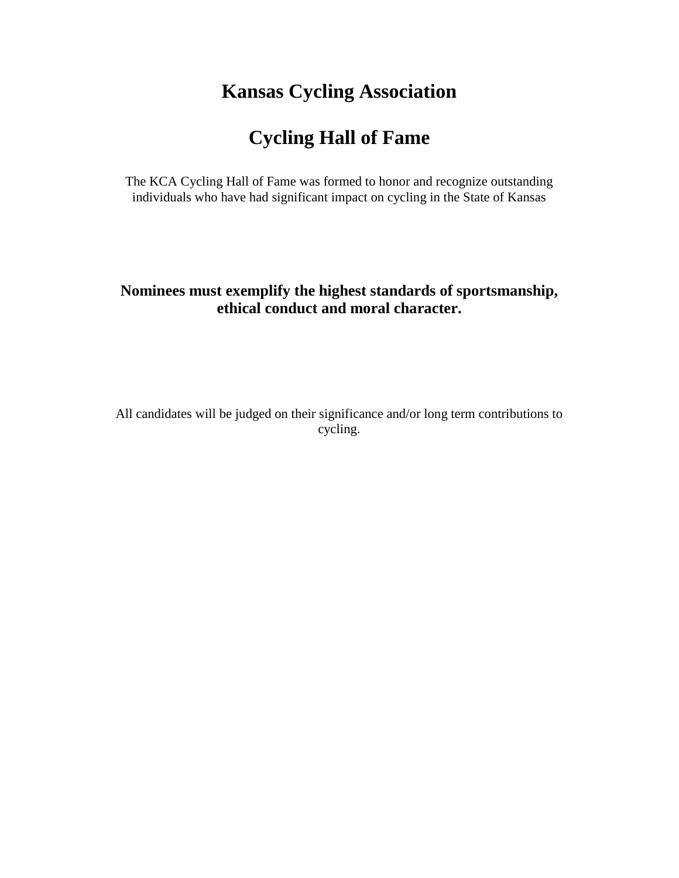# Kansas Cycling Association

# Cycling Hall of Fame

The KCA Cycling Hall of Fame was formed to honor and recognize outstanding individuals who have had significant impact on cycling in the State of Kansas

**Nominees must exemplify the highest standards of sportsmanship, ethical conduct and moral character.**

All candidates will be judged on their significance and/or long term contributions to cycling.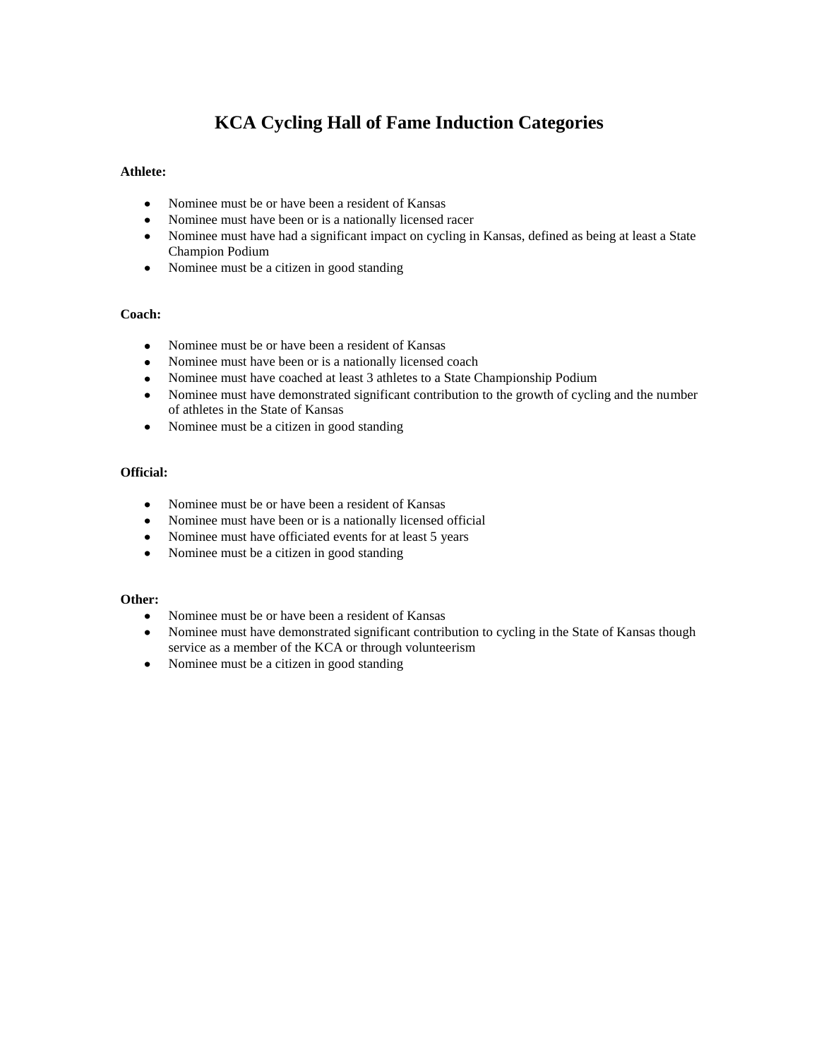# KCA Cycling Hall of Fame Induction Categories

**Athlete:**

- Nominee must be or have been a resident of Kansas
- Nominee must have been or is a nationally licensed racer
- Nominee must have had a significant impact on cycling in Kansas, defined as being at least a State Champion Podium
- Nominee must be a citizen in good standing

**Coach:**

- Nominee must be or have been a resident of Kansas
- Nominee must have been or is a nationally licensed coach
- Nominee must have coached at least 3 athletes to a State Championship Podium
- Nominee must have demonstrated significant contribution to the growth of cycling and the number of athletes in the State of Kansas
- Nominee must be a citizen in good standing

**Official:**

- Nominee must be or have been a resident of Kansas
- Nominee must have been or is a nationally licensed official
- Nominee must have officiated events for at least 5 years
- Nominee must be a citizen in good standing

**Other:**

- Nominee must be or have been a resident of Kansas
- Nominee must have demonstrated significant contribution to cycling in the State of Kansas though service as a member of the KCA or through volunteerism
- Nominee must be a citizen in good standing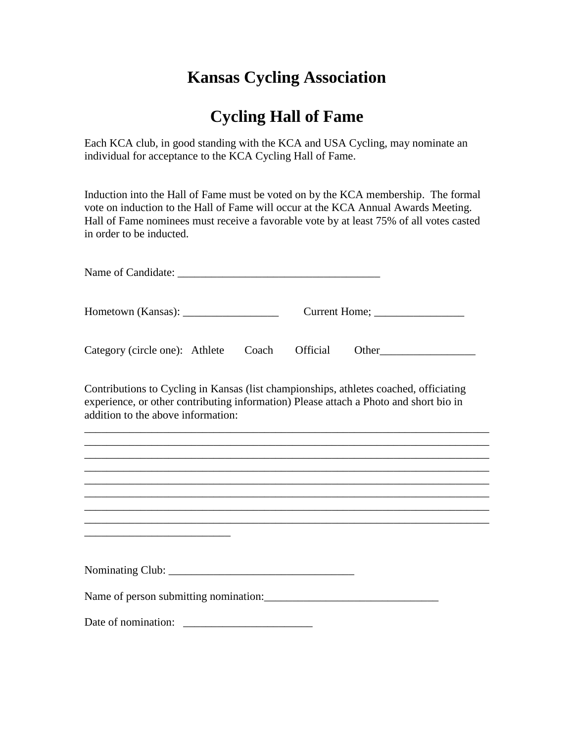# Kansas Cycling Association

# Cycling Hall of Fame

Each KCA club, in good standing with the KCA and USA Cycling, may nominate an individual for acceptance to the KCA Cycling Hall of Fame.

Induction into the Hall of Fame must be voted on by the KCA membership. The formal vote on induction to the Hall of Fame will occur at the KCA Annual Awards Meeting. Hall of Fame nominees must receive a favorable vote by at least 75% of all votes casted in order to be inducted.

Name of Candidate: ____________________________________

Hometown (Kansas): _________________ Current Home; ________________

Category (circle one): Athlete Coach Official Other_________________

Contributions to Cycling in Kansas (list championships, athletes coached, officiating experience, or other contributing information) Please attach a Photo and short bio in addition to the above information:
________________________________________________________________________
________________________________________________________________________
________________________________________________________________________
________________________________________________________________________
________________________________________________________________________
________________________________________________________________________
________________________________________________________________________
________________________________________________________________________
________________________________________________________________________
__________________________

Nominating Club: _________________________________

Name of person submitting nomination:______________________________

Date of nomination: _______________________